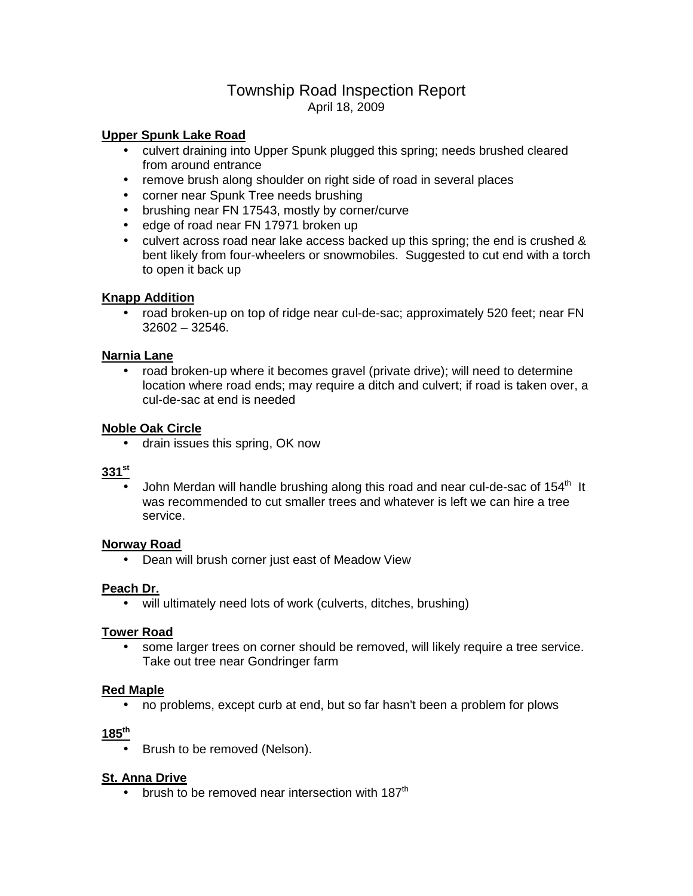# Township Road Inspection Report

April 18, 2009

**Upper Spunk Lake Road**

- culvert draining into Upper Spunk plugged this spring; needs brushed cleared from around entrance
- remove brush along shoulder on right side of road in several places
- corner near Spunk Tree needs brushing
- brushing near FN 17543, mostly by corner/curve
- edge of road near FN 17971 broken up
- culvert across road near lake access backed up this spring; the end is crushed & bent likely from four-wheelers or snowmobiles. Suggested to cut end with a torch to open it back up

**Knapp Addition**

- road broken-up on top of ridge near cul-de-sac; approximately 520 feet; near FN 32602 – 32546.

**Narnia Lane**

- road broken-up where it becomes gravel (private drive); will need to determine location where road ends; may require a ditch and culvert; if road is taken over, a cul-de-sac at end is needed

**Noble Oak Circle**

- drain issues this spring, OK now

**331st**

- John Merdan will handle brushing along this road and near cul-de-sac of 154th It was recommended to cut smaller trees and whatever is left we can hire a tree service.

**Norway Road**

- Dean will brush corner just east of Meadow View

**Peach Dr.**

- will ultimately need lots of work (culverts, ditches, brushing)

**Tower Road**

- some larger trees on corner should be removed, will likely require a tree service. Take out tree near Gondringer farm

**Red Maple**

- no problems, except curb at end, but so far hasn't been a problem for plows

**185th**

- Brush to be removed (Nelson).

**St. Anna Drive**

- brush to be removed near intersection with 187th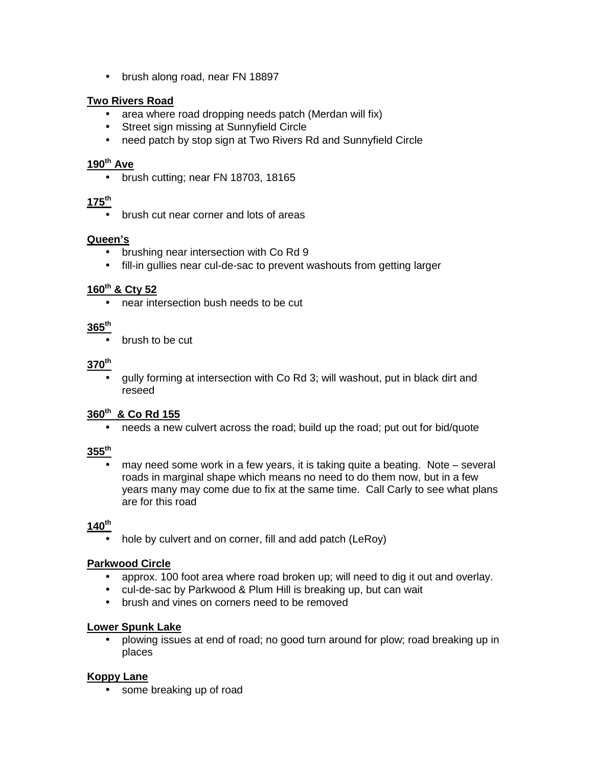- brush along road, near FN 18897

**Two Rivers Road**

- area where road dropping needs patch (Merdan will fix)
- Street sign missing at Sunnyfield Circle
- need patch by stop sign at Two Rivers Rd and Sunnyfield Circle

**190th Ave**

- brush cutting; near FN 18703, 18165

**175th**

- brush cut near corner and lots of areas

**Queen's**

- brushing near intersection with Co Rd 9
- fill-in gullies near cul-de-sac to prevent washouts from getting larger

**160th & Cty 52**

- near intersection bush needs to be cut

**365th**

- brush to be cut

**370th**

- gully forming at intersection with Co Rd 3; will washout, put in black dirt and reseed

**360th & Co Rd 155**

- needs a new culvert across the road; build up the road; put out for bid/quote

**355th**

- may need some work in a few years, it is taking quite a beating. Note – several roads in marginal shape which means no need to do them now, but in a few years many may come due to fix at the same time. Call Carly to see what plans are for this road

**140th**

- hole by culvert and on corner, fill and add patch (LeRoy)

**Parkwood Circle**

- approx. 100 foot area where road broken up; will need to dig it out and overlay.
- cul-de-sac by Parkwood & Plum Hill is breaking up, but can wait
- brush and vines on corners need to be removed

**Lower Spunk Lake**

- plowing issues at end of road; no good turn around for plow; road breaking up in places

**Koppy Lane**

- some breaking up of road